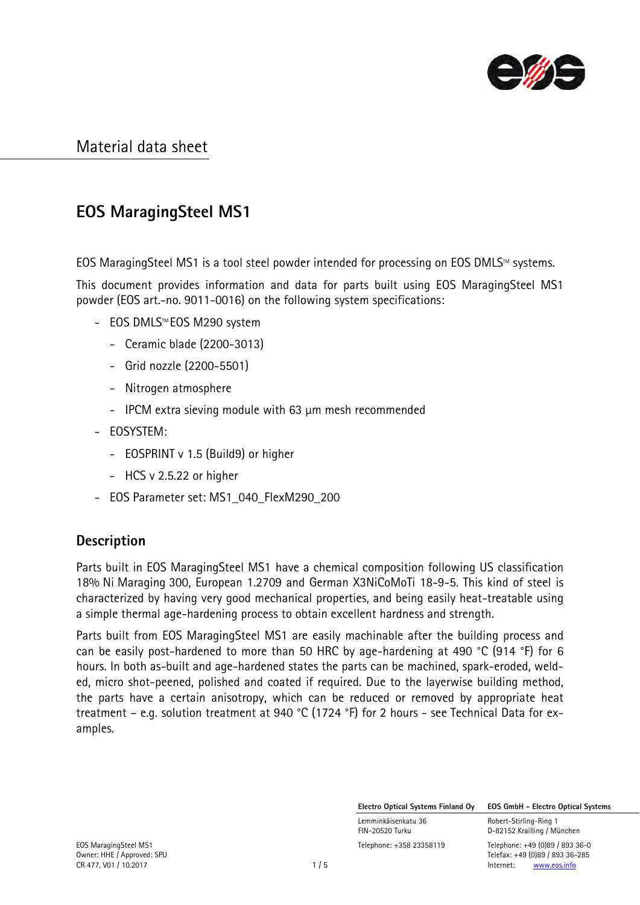# Material data sheet

## EOS MaragingSteel MS1

EOS MaragingSteel MS1 is a tool steel powder intended for processing on EOS DMLS™ systems.

This document provides information and data for parts built using EOS MaragingSteel MS1 powder (EOS art.-no. 9011-0016) on the following system specifications:

- EOS DMLS™ EOS M290 system
  - Ceramic blade (2200-3013)
  - Grid nozzle (2200-5501)
  - Nitrogen atmosphere
  - IPCM extra sieving module with 63 µm mesh recommended
- EOSYSTEM:
  - EOSPRINT v 1.5 (Build9) or higher
  - HCS v 2.5.22 or higher
- EOS Parameter set: MS1_040_FlexM290_200

### Description

Parts built in EOS MaragingSteel MS1 have a chemical composition following US classification 18% Ni Maraging 300, European 1.2709 and German X3NiCoMoTi 18-9-5. This kind of steel is characterized by having very good mechanical properties, and being easily heat-treatable using a simple thermal age-hardening process to obtain excellent hardness and strength.

Parts built from EOS MaragingSteel MS1 are easily machinable after the building process and can be easily post-hardened to more than 50 HRC by age-hardening at 490 °C (914 °F) for 6 hours. In both as-built and age-hardened states the parts can be machined, spark-eroded, welded, micro shot-peened, polished and coated if required. Due to the layerwise building method, the parts have a certain anisotropy, which can be reduced or removed by appropriate heat treatment – e.g. solution treatment at 940 °C (1724 °F) for 2 hours - see Technical Data for examples.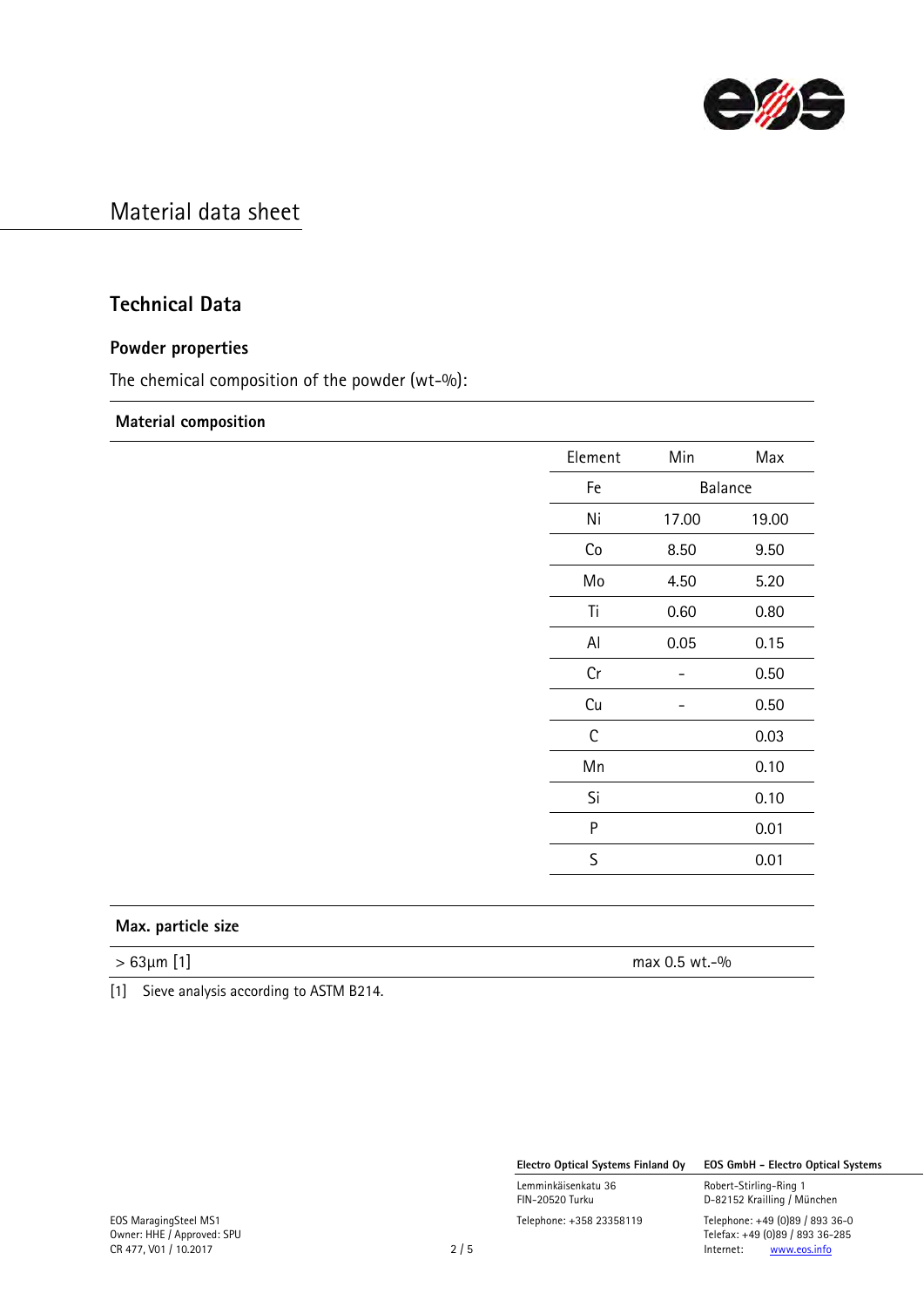# Material data sheet

## Technical Data

### Powder properties

The chemical composition of the powder (wt-%):

**Material composition**

| Element | Min | Max |
|---|---|---|
| Fe | Balance | |
| Ni | 17.00 | 19.00 |
| Co | 8.50 | 9.50 |
| Mo | 4.50 | 5.20 |
| Ti | 0.60 | 0.80 |
| Al | 0.05 | 0.15 |
| Cr | - | 0.50 |
| Cu | - | 0.50 |
| C | | 0.03 |
| Mn | | 0.10 |
| Si | | 0.10 |
| P | | 0.01 |
| S | | 0.01 |

**Max. particle size**

| | |
|---|---|
| > 63µm [1] | max 0.5 wt.-% |

[1] Sieve analysis according to ASTM B214.

EOS MaragingSteel MS1
Owner: HHE / Approved: SPU
CR 477, V01 / 10.2017

**Electro Optical Systems Finland Oy**
Lemminkäisenkatu 36
FIN-20520 Turku
Telephone: +358 23358119

**EOS GmbH - Electro Optical Systems**
Robert-Stirling-Ring 1
D-82152 Krailling / München
Telephone: +49 (0)89 / 893 36-0
Telefax: +49 (0)89 / 893 36-285
Internet: www.eos.info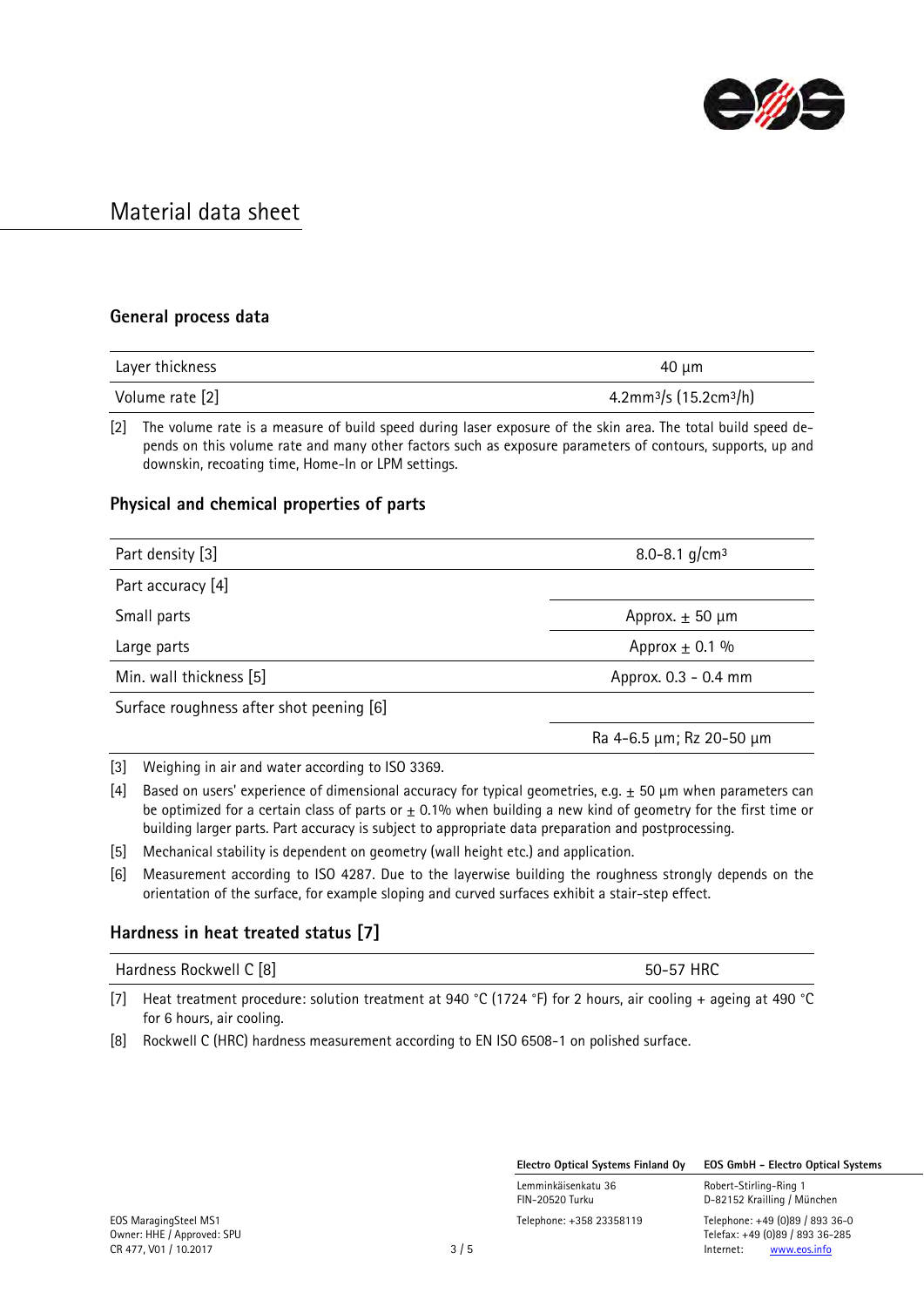# Material data sheet

## General process data

| | |
|---|---|
| Layer thickness | 40 µm |
| Volume rate [2] | $4.2 mm^3/s$ ($15.2 cm^3/h$) |

[2] The volume rate is a measure of build speed during laser exposure of the skin area. The total build speed depends on this volume rate and many other factors such as exposure parameters of contours, supports, up and downskin, recoating time, Home-In or LPM settings.

## Physical and chemical properties of parts

| | |
|---|---|
| Part density [3] | 8.0-8.1 $g/cm^3$ |
| Part accuracy [4] | |
| Small parts | Approx. ± 50 µm |
| Large parts | Approx ± 0.1 % |
| Min. wall thickness [5] | Approx. 0.3 - 0.4 mm |
| Surface roughness after shot peening [6] | |
| | Ra 4-6.5 µm; Rz 20-50 µm |

[3] Weighing in air and water according to ISO 3369.

[4] Based on users' experience of dimensional accuracy for typical geometries, e.g. ± 50 µm when parameters can be optimized for a certain class of parts or ± 0.1% when building a new kind of geometry for the first time or building larger parts. Part accuracy is subject to appropriate data preparation and postprocessing.

[5] Mechanical stability is dependent on geometry (wall height etc.) and application.

[6] Measurement according to ISO 4287. Due to the layerwise building the roughness strongly depends on the orientation of the surface, for example sloping and curved surfaces exhibit a stair-step effect.

## Hardness in heat treated status [7]

| | |
|---|---|
| Hardness Rockwell C [8] | 50-57 HRC |

[7] Heat treatment procedure: solution treatment at 940 °C (1724 °F) for 2 hours, air cooling + ageing at 490 °C for 6 hours, air cooling.

[8] Rockwell C (HRC) hardness measurement according to EN ISO 6508-1 on polished surface.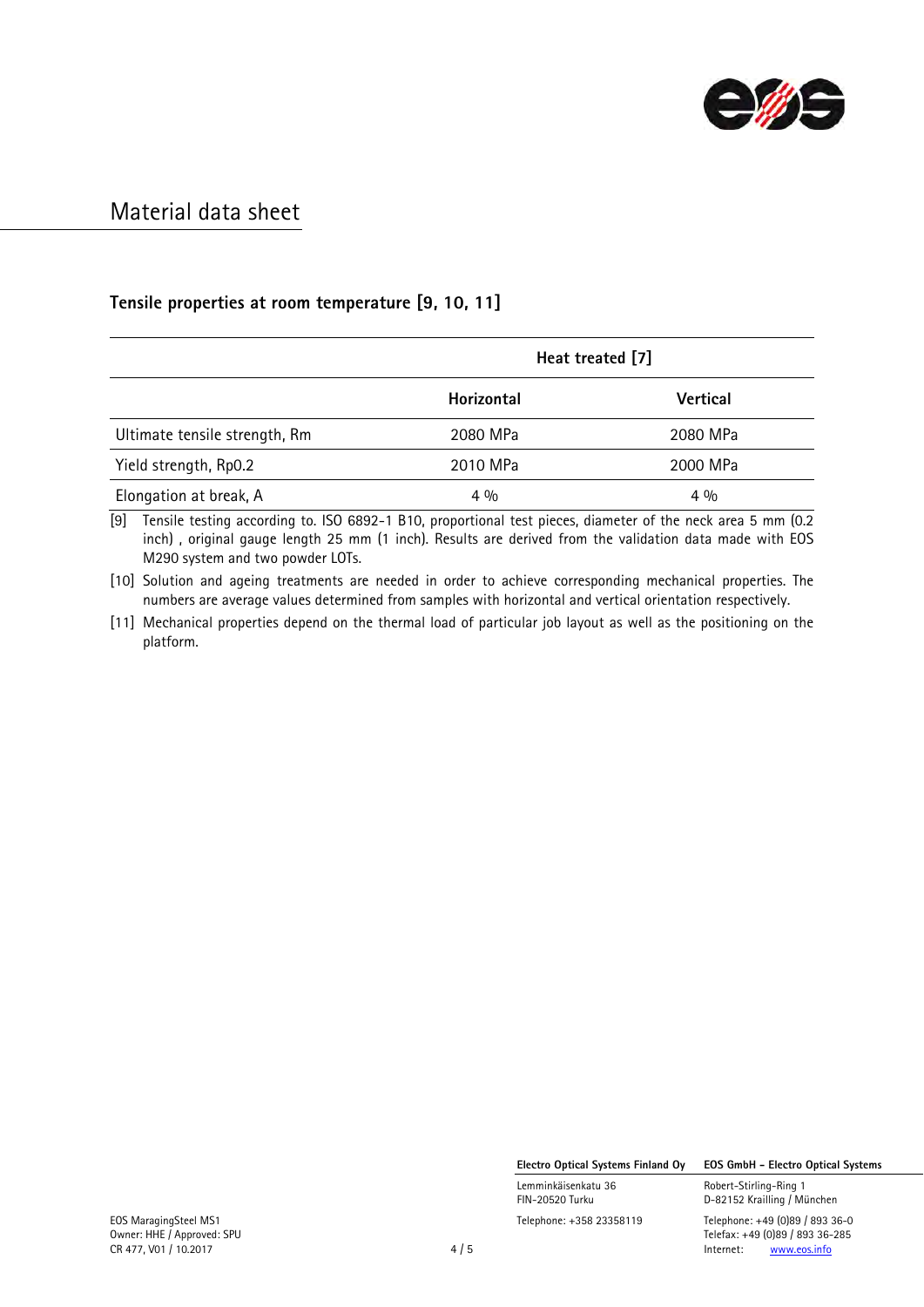# Material data sheet

### Tensile properties at room temperature [9, 10, 11]

| | Heat treated [7] | |
|---|---|---|
| | **Horizontal** | **Vertical** |
| Ultimate tensile strength, Rm | 2080 MPa | 2080 MPa |
| Yield strength, Rp0.2 | 2010 MPa | 2000 MPa |
| Elongation at break, A | 4 % | 4 % |

[9] Tensile testing according to. ISO 6892-1 B10, proportional test pieces, diameter of the neck area 5 mm (0.2 inch) , original gauge length 25 mm (1 inch). Results are derived from the validation data made with EOS M290 system and two powder LOTs.

[10] Solution and ageing treatments are needed in order to achieve corresponding mechanical properties. The numbers are average values determined from samples with horizontal and vertical orientation respectively.

[11] Mechanical properties depend on the thermal load of particular job layout as well as the positioning on the platform.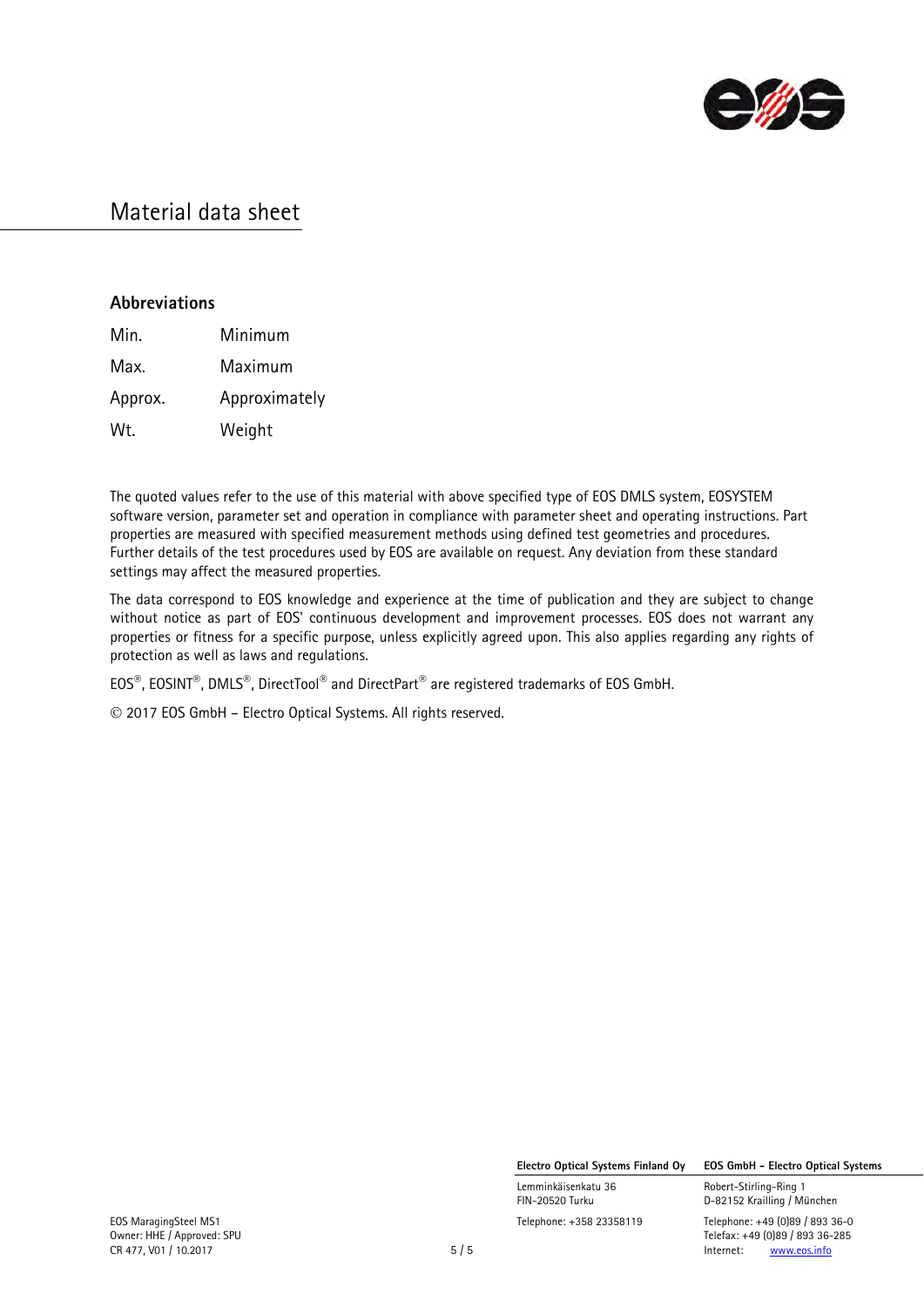# Material data sheet

### Abbreviations

| | |
|---|---|
| Min. | Minimum |
| Max. | Maximum |
| Approx. | Approximately |
| Wt. | Weight |

The quoted values refer to the use of this material with above specified type of EOS DMLS system, EOSYSTEM software version, parameter set and operation in compliance with parameter sheet and operating instructions. Part properties are measured with specified measurement methods using defined test geometries and procedures. Further details of the test procedures used by EOS are available on request. Any deviation from these standard settings may affect the measured properties.

The data correspond to EOS knowledge and experience at the time of publication and they are subject to change without notice as part of EOS' continuous development and improvement processes. EOS does not warrant any properties or fitness for a specific purpose, unless explicitly agreed upon. This also applies regarding any rights of protection as well as laws and regulations.

EOS®, EOSINT®, DMLS®, DirectTool® and DirectPart® are registered trademarks of EOS GmbH.

© 2017 EOS GmbH – Electro Optical Systems. All rights reserved.

**Electro Optical Systems Finland Oy**
Lemminkäisenkatu 36
FIN-20520 Turku
Telephone: +358 23358119

**EOS GmbH - Electro Optical Systems**
Robert-Stirling-Ring 1
D-82152 Krailling / München
Telephone: +49 (0)89 / 893 36-0
Telefax: +49 (0)89 / 893 36-285
Internet: www.eos.info

EOS MaragingSteel MS1
Owner: HHE / Approved: SPU
CR 477, V01 / 10.2017